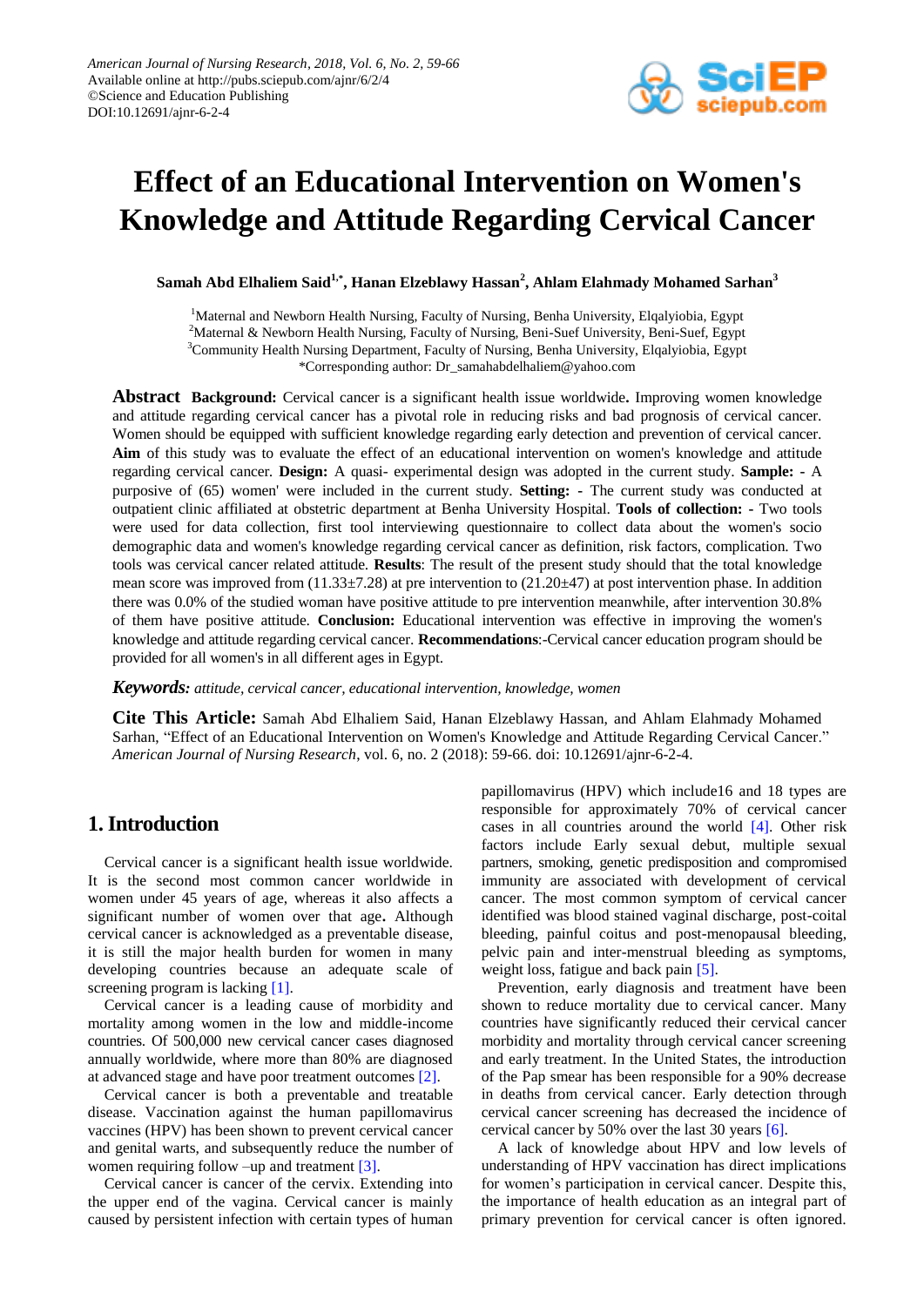# Effect of an Educational Intervention on Women's Knowledge and Attitude Regarding Cervical Cancer

**Samah Abd Elhaliem Said[1,*], Hanan Elzeblawy Hassan[2], Ahlam Elahmady Mohamed Sarhan[3]**

[1]Maternal and Newborn Health Nursing, Faculty of Nursing, Benha University, Elqalyiobia, Egypt
[2]Maternal & Newborn Health Nursing, Faculty of Nursing, Beni-Suef University, Beni-Suef, Egypt
[3]Community Health Nursing Department, Faculty of Nursing, Benha University, Elqalyiobia, Egypt
*Corresponding author: Dr_samahabdelhaliem@yahoo.com

**Abstract** **Background:** Cervical cancer is a significant health issue worldwide**.** Improving women knowledge and attitude regarding cervical cancer has a pivotal role in reducing risks and bad prognosis of cervical cancer. Women should be equipped with sufficient knowledge regarding early detection and prevention of cervical cancer. **Aim** of this study was to evaluate the effect of an educational intervention on women's knowledge and attitude regarding cervical cancer. **Design:** A quasi- experimental design was adopted in the current study. **Sample: -** A purposive of (65) women' were included in the current study. **Setting: -** The current study was conducted at outpatient clinic affiliated at obstetric department at Benha University Hospital. **Tools of collection: -** Two tools were used for data collection, first tool interviewing questionnaire to collect data about the women's socio demographic data and women's knowledge regarding cervical cancer as definition, risk factors, complication. Two tools was cervical cancer related attitude. **Results**: The result of the present study should that the total knowledge mean score was improved from (11.33±7.28) at pre intervention to (21.20±47) at post intervention phase. In addition there was 0.0% of the studied woman have positive attitude to pre intervention meanwhile, after intervention 30.8% of them have positive attitude. **Conclusion:** Educational intervention was effective in improving the women's knowledge and attitude regarding cervical cancer. **Recommendations**:-Cervical cancer education program should be provided for all women's in all different ages in Egypt.

***Keywords:*** *attitude, cervical cancer, educational intervention, knowledge, women*

**Cite This Article:** Samah Abd Elhaliem Said, Hanan Elzeblawy Hassan, and Ahlam Elahmady Mohamed Sarhan, "Effect of an Educational Intervention on Women's Knowledge and Attitude Regarding Cervical Cancer." *American Journal of Nursing Research*, vol. 6, no. 2 (2018): 59-66. doi: 10.12691/ajnr-6-2-4.

## 1. Introduction

Cervical cancer is a significant health issue worldwide. It is the second most common cancer worldwide in women under 45 years of age, whereas it also affects a significant number of women over that age**.** Although cervical cancer is acknowledged as a preventable disease, it is still the major health burden for women in many developing countries because an adequate scale of screening program is lacking [1].

Cervical cancer is a leading cause of morbidity and mortality among women in the low and middle-income countries. Of 500,000 new cervical cancer cases diagnosed annually worldwide, where more than 80% are diagnosed at advanced stage and have poor treatment outcomes [2].

Cervical cancer is both a preventable and treatable disease. Vaccination against the human papillomavirus vaccines (HPV) has been shown to prevent cervical cancer and genital warts, and subsequently reduce the number of women requiring follow –up and treatment [3].

Cervical cancer is cancer of the cervix. Extending into the upper end of the vagina. Cervical cancer is mainly caused by persistent infection with certain types of human papillomavirus (HPV) which include16 and 18 types are responsible for approximately 70% of cervical cancer cases in all countries around the world [4]. Other risk factors include Early sexual debut, multiple sexual partners, smoking, genetic predisposition and compromised immunity are associated with development of cervical cancer. The most common symptom of cervical cancer identified was blood stained vaginal discharge, post-coital bleeding, painful coitus and post-menopausal bleeding, pelvic pain and inter-menstrual bleeding as symptoms, weight loss, fatigue and back pain [5].

Prevention, early diagnosis and treatment have been shown to reduce mortality due to cervical cancer. Many countries have significantly reduced their cervical cancer morbidity and mortality through cervical cancer screening and early treatment. In the United States, the introduction of the Pap smear has been responsible for a 90% decrease in deaths from cervical cancer. Early detection through cervical cancer screening has decreased the incidence of cervical cancer by 50% over the last 30 years [6].

A lack of knowledge about HPV and low levels of understanding of HPV vaccination has direct implications for women's participation in cervical cancer. Despite this, the importance of health education as an integral part of primary prevention for cervical cancer is often ignored.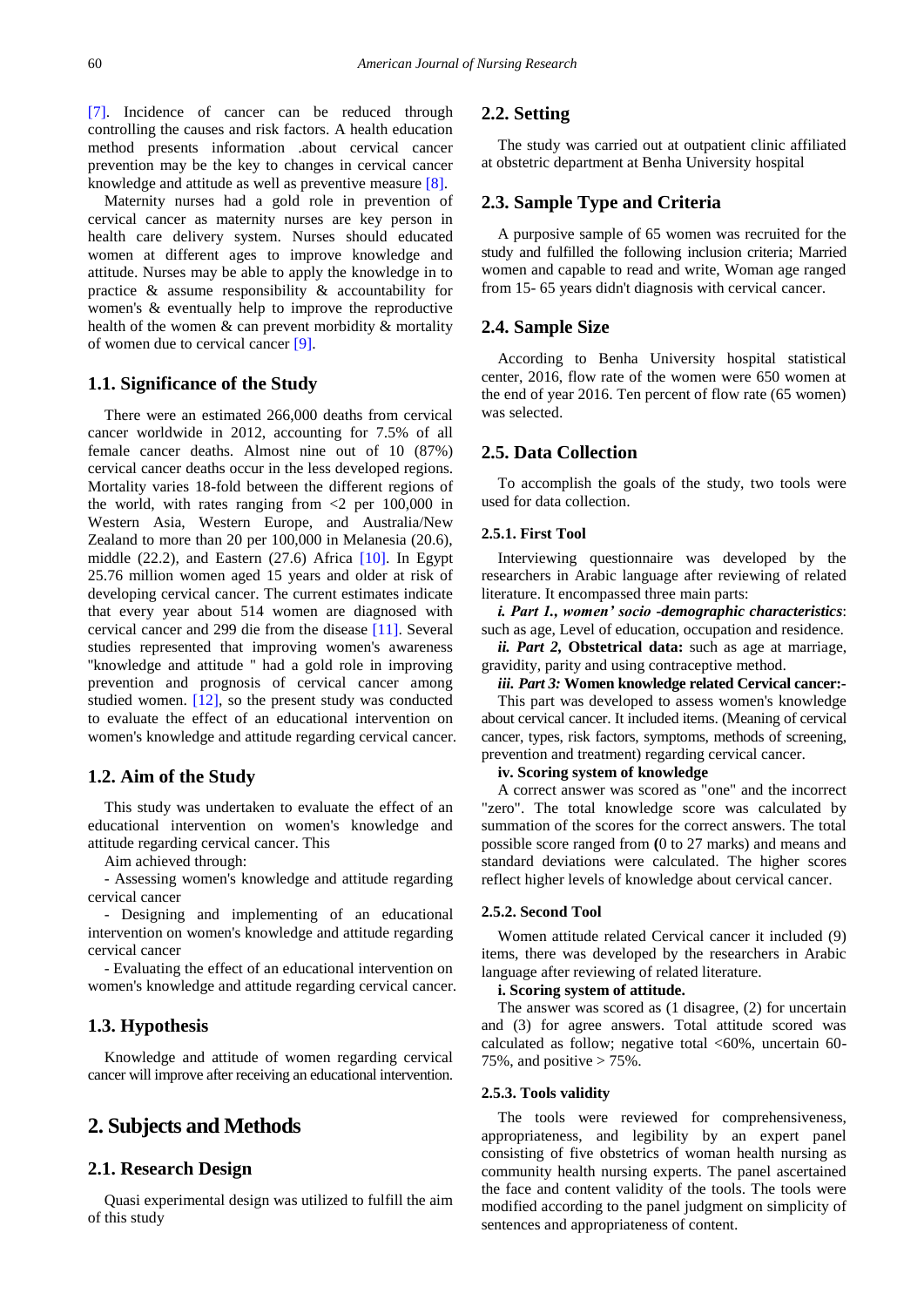[7]. Incidence of cancer can be reduced through controlling the causes and risk factors. A health education method presents information .about cervical cancer prevention may be the key to changes in cervical cancer knowledge and attitude as well as preventive measure [8].

Maternity nurses had a gold role in prevention of cervical cancer as maternity nurses are key person in health care delivery system. Nurses should educated women at different ages to improve knowledge and attitude. Nurses may be able to apply the knowledge in to practice & assume responsibility & accountability for women's & eventually help to improve the reproductive health of the women & can prevent morbidity & mortality of women due to cervical cancer [9].

### 1.1. Significance of the Study

There were an estimated 266,000 deaths from cervical cancer worldwide in 2012, accounting for 7.5% of all female cancer deaths. Almost nine out of 10 (87%) cervical cancer deaths occur in the less developed regions. Mortality varies 18-fold between the different regions of the world, with rates ranging from <2 per 100,000 in Western Asia, Western Europe, and Australia/New Zealand to more than 20 per 100,000 in Melanesia (20.6), middle (22.2), and Eastern (27.6) Africa [10]. In Egypt 25.76 million women aged 15 years and older at risk of developing cervical cancer. The current estimates indicate that every year about 514 women are diagnosed with cervical cancer and 299 die from the disease [11]. Several studies represented that improving women's awareness "knowledge and attitude " had a gold role in improving prevention and prognosis of cervical cancer among studied women. [12], so the present study was conducted to evaluate the effect of an educational intervention on women's knowledge and attitude regarding cervical cancer.

### 1.2. Aim of the Study

This study was undertaken to evaluate the effect of an educational intervention on women's knowledge and attitude regarding cervical cancer. This

Aim achieved through:

- Assessing women's knowledge and attitude regarding cervical cancer
- Designing and implementing of an educational intervention on women's knowledge and attitude regarding cervical cancer
- Evaluating the effect of an educational intervention on women's knowledge and attitude regarding cervical cancer.

### 1.3. Hypothesis

Knowledge and attitude of women regarding cervical cancer will improve after receiving an educational intervention.

## 2. Subjects and Methods

### 2.1. Research Design

Quasi experimental design was utilized to fulfill the aim of this study

### 2.2. Setting

The study was carried out at outpatient clinic affiliated at obstetric department at Benha University hospital

### 2.3. Sample Type and Criteria

A purposive sample of 65 women was recruited for the study and fulfilled the following inclusion criteria; Married women and capable to read and write, Woman age ranged from 15- 65 years didn't diagnosis with cervical cancer.

### 2.4. Sample Size

According to Benha University hospital statistical center, 2016, flow rate of the women were 650 women at the end of year 2016. Ten percent of flow rate (65 women) was selected.

### 2.5. Data Collection

To accomplish the goals of the study, two tools were used for data collection.

#### 2.5.1. First Tool

Interviewing questionnaire was developed by the researchers in Arabic language after reviewing of related literature. It encompassed three main parts:

***i. Part 1., women' socio -demographic characteristics***: such as age, Level of education, occupation and residence.

***ii. Part 2*, Obstetrical data:** such as age at marriage, gravidity, parity and using contraceptive method.

***iii. Part 3:* Women knowledge related Cervical cancer:-** This part was developed to assess women's knowledge about cervical cancer. It included items. (Meaning of cervical cancer, types, risk factors, symptoms, methods of screening, prevention and treatment) regarding cervical cancer.

**iv. Scoring system of knowledge**

A correct answer was scored as "one" and the incorrect "zero". The total knowledge score was calculated by summation of the scores for the correct answers. The total possible score ranged from **(**0 to 27 marks) and means and standard deviations were calculated. The higher scores reflect higher levels of knowledge about cervical cancer.

#### 2.5.2. Second Tool

Women attitude related Cervical cancer it included (9) items, there was developed by the researchers in Arabic language after reviewing of related literature.

**i. Scoring system of attitude.**

The answer was scored as (1 disagree, (2) for uncertain and (3) for agree answers. Total attitude scored was calculated as follow; negative total <60%, uncertain 60-75%, and positive > 75%.

#### 2.5.3. Tools validity

The tools were reviewed for comprehensiveness, appropriateness, and legibility by an expert panel consisting of five obstetrics of woman health nursing as community health nursing experts. The panel ascertained the face and content validity of the tools. The tools were modified according to the panel judgment on simplicity of sentences and appropriateness of content.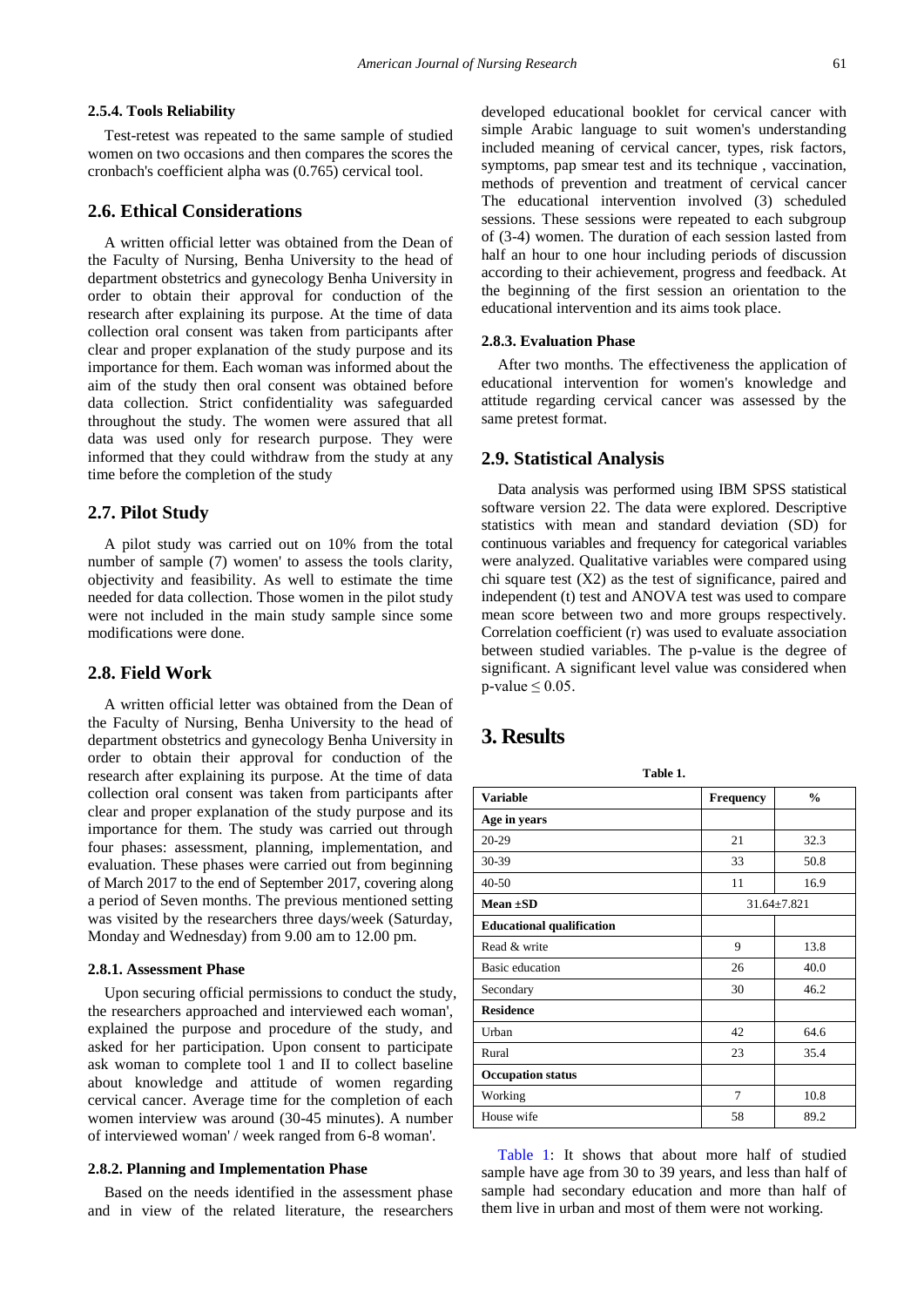#### 2.5.4. Tools Reliability

Test-retest was repeated to the same sample of studied women on two occasions and then compares the scores the cronbach's coefficient alpha was (0.765) cervical tool.

### 2.6. Ethical Considerations

A written official letter was obtained from the Dean of the Faculty of Nursing, Benha University to the head of department obstetrics and gynecology Benha University in order to obtain their approval for conduction of the research after explaining its purpose. At the time of data collection oral consent was taken from participants after clear and proper explanation of the study purpose and its importance for them. Each woman was informed about the aim of the study then oral consent was obtained before data collection. Strict confidentiality was safeguarded throughout the study. The women were assured that all data was used only for research purpose. They were informed that they could withdraw from the study at any time before the completion of the study

### 2.7. Pilot Study

A pilot study was carried out on 10% from the total number of sample (7) women' to assess the tools clarity, objectivity and feasibility. As well to estimate the time needed for data collection. Those women in the pilot study were not included in the main study sample since some modifications were done.

### 2.8. Field Work

A written official letter was obtained from the Dean of the Faculty of Nursing, Benha University to the head of department obstetrics and gynecology Benha University in order to obtain their approval for conduction of the research after explaining its purpose. At the time of data collection oral consent was taken from participants after clear and proper explanation of the study purpose and its importance for them. The study was carried out through four phases: assessment, planning, implementation, and evaluation. These phases were carried out from beginning of March 2017 to the end of September 2017, covering along a period of Seven months. The previous mentioned setting was visited by the researchers three days/week (Saturday, Monday and Wednesday) from 9.00 am to 12.00 pm.

#### 2.8.1. Assessment Phase

Upon securing official permissions to conduct the study, the researchers approached and interviewed each woman', explained the purpose and procedure of the study, and asked for her participation. Upon consent to participate ask woman to complete tool 1 and II to collect baseline about knowledge and attitude of women regarding cervical cancer. Average time for the completion of each women interview was around (30-45 minutes). A number of interviewed woman' / week ranged from 6-8 woman'.

#### 2.8.2. Planning and Implementation Phase

Based on the needs identified in the assessment phase and in view of the related literature, the researchers developed educational booklet for cervical cancer with simple Arabic language to suit women's understanding included meaning of cervical cancer, types, risk factors, symptoms, pap smear test and its technique , vaccination, methods of prevention and treatment of cervical cancer The educational intervention involved (3) scheduled sessions. These sessions were repeated to each subgroup of (3-4) women. The duration of each session lasted from half an hour to one hour including periods of discussion according to their achievement, progress and feedback. At the beginning of the first session an orientation to the educational intervention and its aims took place.

#### 2.8.3. Evaluation Phase

After two months. The effectiveness the application of educational intervention for women's knowledge and attitude regarding cervical cancer was assessed by the same pretest format.

### 2.9. Statistical Analysis

Data analysis was performed using IBM SPSS statistical software version 22. The data were explored. Descriptive statistics with mean and standard deviation (SD) for continuous variables and frequency for categorical variables were analyzed. Qualitative variables were compared using chi square test (X2) as the test of significance, paired and independent (t) test and ANOVA test was used to compare mean score between two and more groups respectively. Correlation coefficient (r) was used to evaluate association between studied variables. The p-value is the degree of significant. A significant level value was considered when p-value $\leq 0.05$.

## 3. Results

**Table 1.**

| Variable | Frequency | % |
|---|---|---|
| **Age in years** | | |
| 20-29 | 21 | 32.3 |
| 30-39 | 33 | 50.8 |
| 40-50 | 11 | 16.9 |
| **Mean ±SD** | 31.64±7.821 | |
| **Educational qualification** | | |
| Read & write | 9 | 13.8 |
| Basic education | 26 | 40.0 |
| Secondary | 30 | 46.2 |
| **Residence** | | |
| Urban | 42 | 64.6 |
| Rural | 23 | 35.4 |
| **Occupation status** | | |
| Working | 7 | 10.8 |
| House wife | 58 | 89.2 |

Table 1: It shows that about more half of studied sample have age from 30 to 39 years, and less than half of sample had secondary education and more than half of them live in urban and most of them were not working.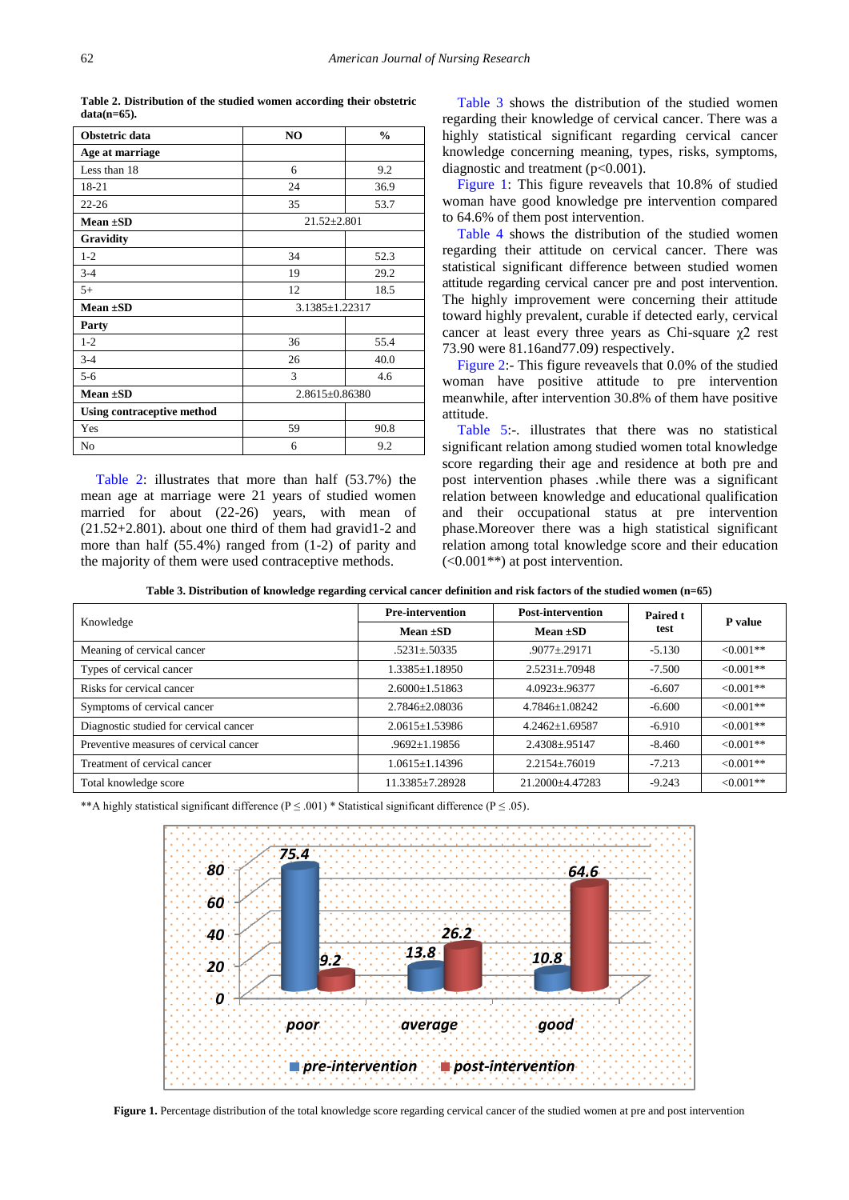**Table 2. Distribution of the studied women according their obstetric data(n=65).**

| Obstetric data | NO | % |
|---|---|---|
| **Age at marriage** | | |
| Less than 18 | 6 | 9.2 |
| 18-21 | 24 | 36.9 |
| 22-26 | 35 | 53.7 |
| **Mean ±SD** | 21.52±2.801 | |
| **Gravidity** | | |
| 1-2 | 34 | 52.3 |
| 3-4 | 19 | 29.2 |
| 5+ | 12 | 18.5 |
| **Mean ±SD** | 3.1385±1.22317 | |
| **Party** | | |
| 1-2 | 36 | 55.4 |
| 3-4 | 26 | 40.0 |
| 5-6 | 3 | 4.6 |
| **Mean ±SD** | 2.8615±0.86380 | |
| **Using contraceptive method** | | |
| Yes | 59 | 90.8 |
| No | 6 | 9.2 |

Table 2: illustrates that more than half (53.7%) the mean age at marriage were 21 years of studied women married for about (22-26) years, with mean of (21.52+2.801). about one third of them had gravid1-2 and more than half (55.4%) ranged from (1-2) of parity and the majority of them were used contraceptive methods.

Table 3 shows the distribution of the studied women regarding their knowledge of cervical cancer. There was a highly statistical significant regarding cervical cancer knowledge concerning meaning, types, risks, symptoms, diagnostic and treatment (p<0.001).

Figure 1: This figure reveavels that 10.8% of studied woman have good knowledge pre intervention compared to 64.6% of them post intervention.

Table 4 shows the distribution of the studied women regarding their attitude on cervical cancer. There was statistical significant difference between studied women attitude regarding cervical cancer pre and post intervention. The highly improvement were concerning their attitude toward highly prevalent, curable if detected early, cervical cancer at least every three years as Chi-square $\chi2$ rest 73.90 were 81.16and77.09) respectively.

Figure 2:- This figure reveavels that 0.0% of the studied woman have positive attitude to pre intervention meanwhile, after intervention 30.8% of them have positive attitude.

Table 5:-. illustrates that there was no statistical significant relation among studied women total knowledge score regarding their age and residence at both pre and post intervention phases .while there was a significant relation between knowledge and educational qualification and their occupational status at pre intervention phase.Moreover there was a high statistical significant relation among total knowledge score and their education (<0.001**) at post intervention.

**Table 3. Distribution of knowledge regarding cervical cancer definition and risk factors of the studied women (n=65)**

| Knowledge | Pre-intervention | Post-intervention | Paired t test | P value |
|---|---|---|---|---|
| | Mean ±SD | Mean ±SD | | |
| Meaning of cervical cancer | .5231±.50335 | .9077±.29171 | -5.130 | <0.001** |
| Types of cervical cancer | 1.3385±1.18950 | 2.5231±.70948 | -7.500 | <0.001** |
| Risks for cervical cancer | 2.6000±1.51863 | 4.0923±.96377 | -6.607 | <0.001** |
| Symptoms of cervical cancer | 2.7846±2.08036 | 4.7846±1.08242 | -6.600 | <0.001** |
| Diagnostic studied for cervical cancer | 2.0615±1.53986 | 4.2462±1.69587 | -6.910 | <0.001** |
| Preventive measures of cervical cancer | .9692±1.19856 | 2.4308±.95147 | -8.460 | <0.001** |
| Treatment of cervical cancer | 1.0615±1.14396 | 2.2154±.76019 | -7.213 | <0.001** |
| Total knowledge score | 11.3385±7.28928 | 21.2000±4.47283 | -9.243 | <0.001** |

**A highly statistical significant difference (P ≤ .001) * Statistical significant difference (P ≤ .05).

**Figure 1.** Percentage distribution of the total knowledge score regarding cervical cancer of the studied women at pre and post intervention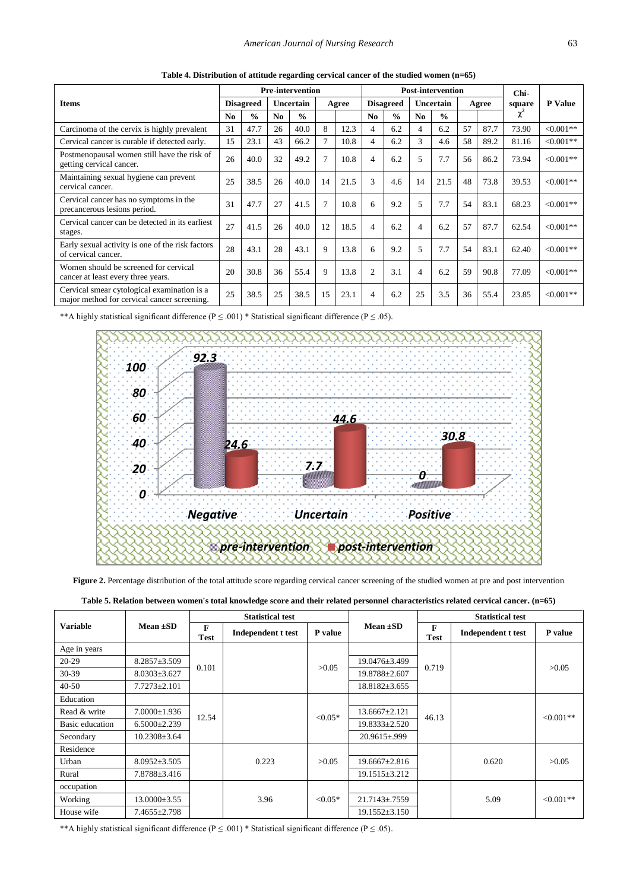**Table 4. Distribution of attitude regarding cervical cancer of the studied women (n=65)**

| Items | Pre-intervention | | | | | | Post-intervention | | | | | | Chi-square $\chi^2$ | P Value |
|---|---|---|---|---|---|---|---|---|---|---|---|---|---|---|
| | Disagreed | | Uncertain | | Agree | | Disagreed | | Uncertain | | Agree | | | |
| | No | % | No | % | | | No | % | No | % | | | | |
| Carcinoma of the cervix is highly prevalent | 31 | 47.7 | 26 | 40.0 | 8 | 12.3 | 4 | 6.2 | 4 | 6.2 | 57 | 87.7 | 73.90 | <0.001** |
| Cervical cancer is curable if detected early. | 15 | 23.1 | 43 | 66.2 | 7 | 10.8 | 4 | 6.2 | 3 | 4.6 | 58 | 89.2 | 81.16 | <0.001** |
| Postmenopausal women still have the risk of getting cervical cancer. | 26 | 40.0 | 32 | 49.2 | 7 | 10.8 | 4 | 6.2 | 5 | 7.7 | 56 | 86.2 | 73.94 | <0.001** |
| Maintaining sexual hygiene can prevent cervical cancer. | 25 | 38.5 | 26 | 40.0 | 14 | 21.5 | 3 | 4.6 | 14 | 21.5 | 48 | 73.8 | 39.53 | <0.001** |
| Cervical cancer has no symptoms in the precancerous lesions period. | 31 | 47.7 | 27 | 41.5 | 7 | 10.8 | 6 | 9.2 | 5 | 7.7 | 54 | 83.1 | 68.23 | <0.001** |
| Cervical cancer can be detected in its earliest stages. | 27 | 41.5 | 26 | 40.0 | 12 | 18.5 | 4 | 6.2 | 4 | 6.2 | 57 | 87.7 | 62.54 | <0.001** |
| Early sexual activity is one of the risk factors of cervical cancer. | 28 | 43.1 | 28 | 43.1 | 9 | 13.8 | 6 | 9.2 | 5 | 7.7 | 54 | 83.1 | 62.40 | <0.001** |
| Women should be screened for cervical cancer at least every three years. | 20 | 30.8 | 36 | 55.4 | 9 | 13.8 | 2 | 3.1 | 4 | 6.2 | 59 | 90.8 | 77.09 | <0.001** |
| Cervical smear cytological examination is a major method for cervical cancer screening. | 25 | 38.5 | 25 | 38.5 | 15 | 23.1 | 4 | 6.2 | 25 | 3.5 | 36 | 55.4 | 23.85 | <0.001** |

**A highly statistical significant difference (P ≤ .001) * Statistical significant difference (P ≤ .05).

**Figure 2.** Percentage distribution of the total attitude score regarding cervical cancer screening of the studied women at pre and post intervention

**Table 5. Relation between women's total knowledge score and their related personnel characteristics related cervical cancer. (n=65)**

| Variable | Mean ±SD | Statistical test | | | Mean ±SD | Statistical test | | |
|---|---|---|---|---|---|---|---|---|
| | | F Test | Independent t test | P value | | F Test | Independent t test | P value |
| Age in years | | | | | | | | |
| 20-29 | 8.2857±3.509 | 0.101 | | >0.05 | 19.0476±3.499 | 0.719 | | >0.05 |
| 30-39 | 8.0303±3.627 | | | | 19.8788±2.607 | | | |
| 40-50 | 7.7273±2.101 | | | | 18.8182±3.655 | | | |
| Education | | | | | | | | |
| Read & write | 7.0000±1.936 | 12.54 | | <0.05* | 13.6667±2.121 | 46.13 | | <0.001** |
| Basic education | 6.5000±2.239 | | | | 19.8333±2.520 | | | |
| Secondary | 10.2308±3.64 | | | | 20.9615±.999 | | | |
| Residence | | | | | | | | |
| Urban | 8.0952±3.505 | | 0.223 | >0.05 | 19.6667±2.816 | | 0.620 | >0.05 |
| Rural | 7.8788±3.416 | | | | 19.1515±3.212 | | | |
| occupation | | | | | | | | |
| Working | 13.0000±3.55 | | 3.96 | <0.05* | 21.7143±.7559 | | 5.09 | <0.001** |
| House wife | 7.4655±2.798 | | | | 19.1552±3.150 | | | |

**A highly statistical significant difference (P ≤ .001) * Statistical significant difference (P ≤ .05).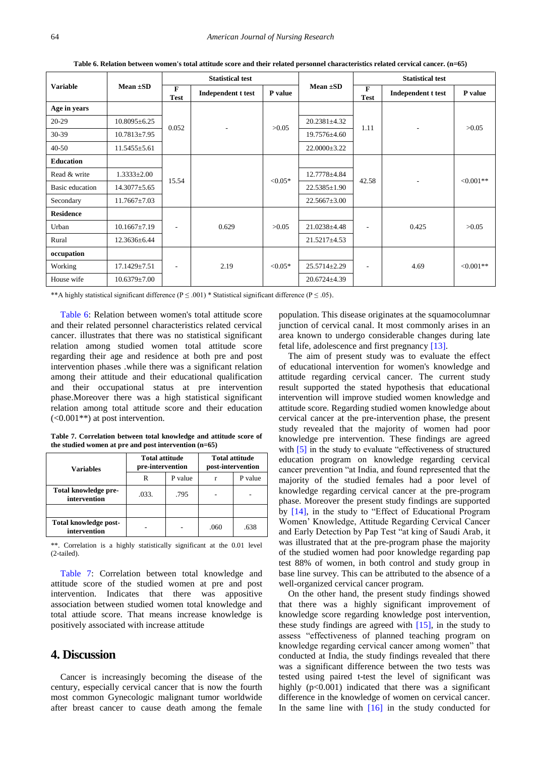**Table 6. Relation between women's total attitude score and their related personnel characteristics related cervical cancer. (n=65)**

| Variable | Mean ±SD | Statistical test | | | Mean ±SD | Statistical test | | |
|---|---|---|---|---|---|---|---|---|
| | | F Test | Independent t test | P value | | F Test | Independent t test | P value |
| **Age in years** | | | | | | | | |
| 20-29 | 10.8095±6.25 | 0.052 | - | >0.05 | 20.2381±4.32 | 1.11 | - | >0.05 |
| 30-39 | 10.7813±7.95 | | | | 19.7576±4.60 | | | |
| 40-50 | 11.5455±5.61 | | | | 22.0000±3.22 | | | |
| **Education** | | | | | | | | |
| Read & write | 1.3333±2.00 | 15.54 | | <0.05* | 12.7778±4.84 | 42.58 | - | <0.001** |
| Basic education | 14.3077±5.65 | | | | 22.5385±1.90 | | | |
| Secondary | 11.7667±7.03 | | | | 22.5667±3.00 | | | |
| **Residence** | | | | | | | | |
| Urban | 10.1667±7.19 | - | 0.629 | >0.05 | 21.0238±4.48 | - | 0.425 | >0.05 |
| Rural | 12.3636±6.44 | | | | 21.5217±4.53 | | | |
| **occupation** | | | | | | | | |
| Working | 17.1429±7.51 | - | 2.19 | <0.05* | 25.5714±2.29 | - | 4.69 | <0.001** |
| House wife | 10.6379±7.00 | | | | 20.6724±4.39 | | | |

**A highly statistical significant difference ($P \leq .001$) * Statistical significant difference ($P \leq .05$).

Table 6: Relation between women's total attitude score and their related personnel characteristics related cervical cancer. illustrates that there was no statistical significant relation among studied women total attitude score regarding their age and residence at both pre and post intervention phases .while there was a significant relation among their attitude and their educational qualification and their occupational status at pre intervention phase.Moreover there was a high statistical significant relation among total attitude score and their education (<0.001**) at post intervention.

**Table 7. Correlation between total knowledge and attitude score of the studied women at pre and post intervention (n=65)**

| Variables | Total attitude pre-intervention | | Total attitude post-intervention | |
|---|---|---|---|---|
| | R | P value | r | P value |
| **Total knowledge pre-intervention** | .033. | .795 | - | - |
| | | | | |
| **Total knowledge post-intervention** | - | - | .060 | .638 |

**. Correlation is a highly statistically significant at the 0.01 level (2-tailed).

Table 7: Correlation between total knowledge and attitude score of the studied women at pre and post intervention. Indicates that there was appositive association between studied women total knowledge and total attiude score. That means increase knowledge is positively associated with increase attitude

## 4. Discussion

Cancer is increasingly becoming the disease of the century, especially cervical cancer that is now the fourth most common Gynecologic malignant tumor worldwide after breast cancer to cause death among the female population. This disease originates at the squamocolumnar junction of cervical canal. It most commonly arises in an area known to undergo considerable changes during late fetal life, adolescence and first pregnancy [13].

The aim of present study was to evaluate the effect of educational intervention for women's knowledge and attitude regarding cervical cancer. The current study result supported the stated hypothesis that educational intervention will improve studied women knowledge and attitude score. Regarding studied women knowledge about cervical cancer at the pre-intervention phase, the present study revealed that the majority of women had poor knowledge pre intervention. These findings are agreed with [5] in the study to evaluate "effectiveness of structured education program on knowledge regarding cervical cancer prevention "at India, and found represented that the majority of the studied females had a poor level of knowledge regarding cervical cancer at the pre-program phase. Moreover the present study findings are supported by [14], in the study to "Effect of Educational Program Women' Knowledge, Attitude Regarding Cervical Cancer and Early Detection by Pap Test "at king of Saudi Arab, it was illustrated that at the pre-program phase the majority of the studied women had poor knowledge regarding pap test 88% of women, in both control and study group in base line survey. This can be attributed to the absence of a well-organized cervical cancer program.

On the other hand, the present study findings showed that there was a highly significant improvement of knowledge score regarding knowledge post intervention, these study findings are agreed with [15], in the study to assess "effectiveness of planned teaching program on knowledge regarding cervical cancer among women" that conducted at India, the study findings revealed that there was a significant difference between the two tests was tested using paired t-test the level of significant was highly ($p<0.001$) indicated that there was a significant difference in the knowledge of women on cervical cancer. In the same line with [16] in the study conducted for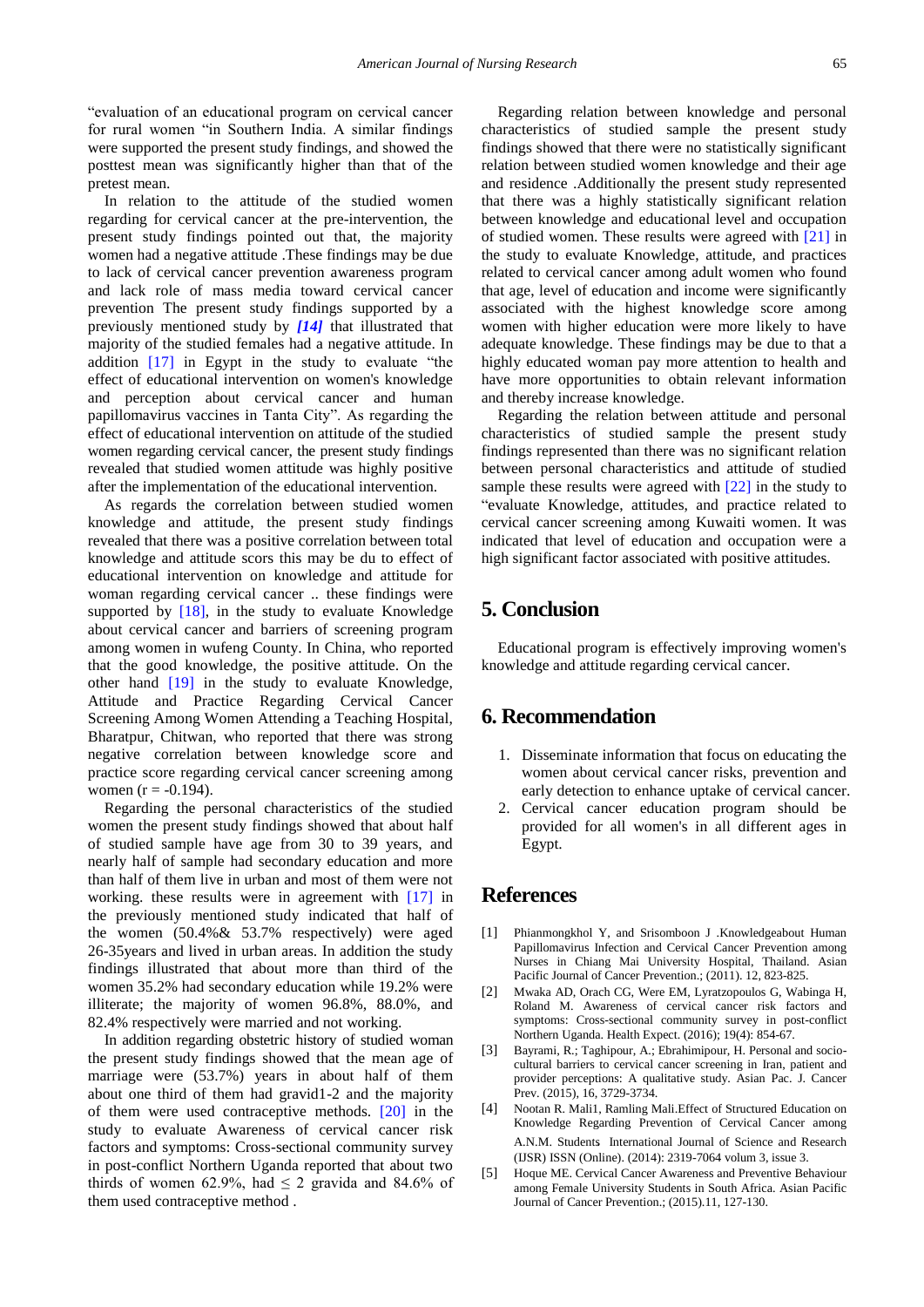"evaluation of an educational program on cervical cancer for rural women "in Southern India. A similar findings were supported the present study findings, and showed the posttest mean was significantly higher than that of the pretest mean.

In relation to the attitude of the studied women regarding for cervical cancer at the pre-intervention, the present study findings pointed out that, the majority women had a negative attitude .These findings may be due to lack of cervical cancer prevention awareness program and lack role of mass media toward cervical cancer prevention The present study findings supported by a previously mentioned study by ***[14]*** that illustrated that majority of the studied females had a negative attitude. In addition [17] in Egypt in the study to evaluate "the effect of educational intervention on women's knowledge and perception about cervical cancer and human papillomavirus vaccines in Tanta City". As regarding the effect of educational intervention on attitude of the studied women regarding cervical cancer, the present study findings revealed that studied women attitude was highly positive after the implementation of the educational intervention.

As regards the correlation between studied women knowledge and attitude, the present study findings revealed that there was a positive correlation between total knowledge and attitude scors this may be du to effect of educational intervention on knowledge and attitude for woman regarding cervical cancer .. these findings were supported by [18], in the study to evaluate Knowledge about cervical cancer and barriers of screening program among women in wufeng County. In China, who reported that the good knowledge, the positive attitude. On the other hand [19] in the study to evaluate Knowledge, Attitude and Practice Regarding Cervical Cancer Screening Among Women Attending a Teaching Hospital, Bharatpur, Chitwan, who reported that there was strong negative correlation between knowledge score and practice score regarding cervical cancer screening among women (r = -0.194).

Regarding the personal characteristics of the studied women the present study findings showed that about half of studied sample have age from 30 to 39 years, and nearly half of sample had secondary education and more than half of them live in urban and most of them were not working. these results were in agreement with [17] in the previously mentioned study indicated that half of the women (50.4%& 53.7% respectively) were aged 26-35years and lived in urban areas. In addition the study findings illustrated that about more than third of the women 35.2% had secondary education while 19.2% were illiterate; the majority of women 96.8%, 88.0%, and 82.4% respectively were married and not working.

In addition regarding obstetric history of studied woman the present study findings showed that the mean age of marriage were (53.7%) years in about half of them about one third of them had gravid1-2 and the majority of them were used contraceptive methods. [20] in the study to evaluate Awareness of cervical cancer risk factors and symptoms: Cross-sectional community survey in post-conflict Northern Uganda reported that about two thirds of women 62.9%, had ≤ 2 gravida and 84.6% of them used contraceptive method .

Regarding relation between knowledge and personal characteristics of studied sample the present study findings showed that there were no statistically significant relation between studied women knowledge and their age and residence .Additionally the present study represented that there was a highly statistically significant relation between knowledge and educational level and occupation of studied women. These results were agreed with [21] in the study to evaluate Knowledge, attitude, and practices related to cervical cancer among adult women who found that age, level of education and income were significantly associated with the highest knowledge score among women with higher education were more likely to have adequate knowledge. These findings may be due to that a highly educated woman pay more attention to health and have more opportunities to obtain relevant information and thereby increase knowledge.

Regarding the relation between attitude and personal characteristics of studied sample the present study findings represented than there was no significant relation between personal characteristics and attitude of studied sample these results were agreed with [22] in the study to "evaluate Knowledge, attitudes, and practice related to cervical cancer screening among Kuwaiti women. It was indicated that level of education and occupation were a high significant factor associated with positive attitudes.

## 5. Conclusion

Educational program is effectively improving women's knowledge and attitude regarding cervical cancer.

## 6. Recommendation

1. Disseminate information that focus on educating the women about cervical cancer risks, prevention and early detection to enhance uptake of cervical cancer.
2. Cervical cancer education program should be provided for all women's in all different ages in Egypt.

## References

[1] Phianmongkhol Y, and Srisomboon J .Knowledgeabout Human Papillomavirus Infection and Cervical Cancer Prevention among Nurses in Chiang Mai University Hospital, Thailand. Asian Pacific Journal of Cancer Prevention.; (2011). 12, 823-825.

[2] Mwaka AD, Orach CG, Were EM, Lyratzopoulos G, Wabinga H, Roland M. Awareness of cervical cancer risk factors and symptoms: Cross-sectional community survey in post-conflict Northern Uganda. Health Expect. (2016); 19(4): 854-67.

[3] Bayrami, R.; Taghipour, A.; Ebrahimipour, H. Personal and socio-cultural barriers to cervical cancer screening in Iran, patient and provider perceptions: A qualitative study. Asian Pac. J. Cancer Prev. (2015), 16, 3729-3734.

[4] Nootan R. Mali1, Ramling Mali.Effect of Structured Education on Knowledge Regarding Prevention of Cervical Cancer among A.N.M. Students International Journal of Science and Research (IJSR) ISSN (Online). (2014): 2319-7064 volum 3, issue 3.

[5] Hoque ME. Cervical Cancer Awareness and Preventive Behaviour among Female University Students in South Africa. Asian Pacific Journal of Cancer Prevention.; (2015).11, 127-130.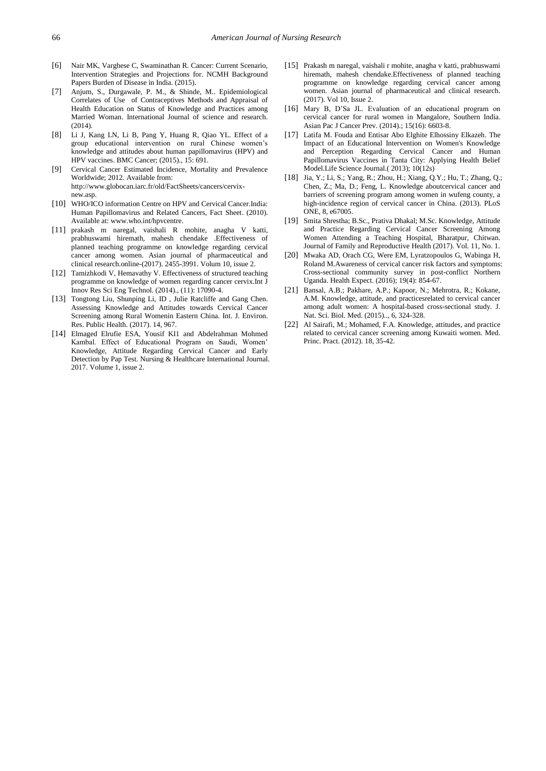[6] Nair MK, Varghese C, Swaminathan R. Cancer: Current Scenario, Intervention Strategies and Projections for. NCMH Background Papers Burden of Disease in India. (2015).

[7] Anjum, S., Durgawale, P. M., & Shinde, M.. Epidemiological Correlates of Use of Contraceptives Methods and Appraisal of Health Education on Status of Knowledge and Practices among Married Woman. International Journal of science and research. (2014).

[8] Li J, Kang LN, Li B, Pang Y, Huang R, Qiao YL. Effect of a group educational intervention on rural Chinese women's knowledge and attitudes about human papillomavirus (HPV) and HPV vaccines. BMC Cancer; (2015)., 15: 691.

[9] Cervical Cancer Estimated Incidence, Mortality and Prevalence Worldwide; 2012. Available from: http://www.globocan.iarc.fr/old/FactSheets/cancers/cervix-new.asp.

[10] WHO/ICO information Centre on HPV and Cervical Cancer.India: Human Papillomavirus and Related Cancers, Fact Sheet. (2010). Available at: www.who.int/hpvcentre.

[11] prakash m naregal, vaishali R mohite, anagha V katti, prabhuswami hiremath, mahesh chendake .Effectiveness of planned teaching programme on knowledge regarding cervical cancer among women. Asian journal of pharmaceutical and clinical research.online-(2017). 2455-3991. Volum 10, issue 2.

[12] Tamizhkodi V, Hemavathy V. Effectiveness of structured teaching programme on knowledge of women regarding cancer cervix.Int J Innov Res Sci Eng Technol. (2014)., (11): 17090-4.

[13] Tongtong Liu, Shunping Li, ID , Julie Ratcliffe and Gang Chen. Assessing Knowledge and Attitudes towards Cervical Cancer Screening among Rural Womenin Eastern China. Int. J. Environ. Res. Public Health. (2017). 14, 967.

[14] Elmaged Elrufie ESA, Yousif KI1 and Abdelrahman Mohmed Kambal. Effect of Educational Program on Saudi, Women' Knowledge, Attitude Regarding Cervical Cancer and Early Detection by Pap Test. Nursing & Healthcare International Journal. 2017. Volume 1, issue 2.

[15] Prakash m naregal, vaishali r mohite, anagha v katti, prabhuswami hiremath, mahesh chendake.Effectiveness of planned teaching programme on knowledge regarding cervical cancer among women. Asian journal of pharmaceutical and clinical research. (2017). Vol 10, Issue 2.

[16] Mary B, D'Sa JL. Evaluation of an educational program on cervical cancer for rural women in Mangalore, Southern India. Asian Pac J Cancer Prev. (2014).; 15(16): 6603-8.

[17] Latifa M. Fouda and Entisar Abo Elghite Elhossiny Elkazeh. The Impact of an Educational Intervention on Women's Knowledge and Perception Regarding Cervical Cancer and Human Papillomavirus Vaccines in Tanta City: Applying Health Belief Model.Life Science Journal.( 2013); 10(12s)

[18] Jia, Y.; Li, S.; Yang, R.; Zhou, H.; Xiang, Q.Y.; Hu, T.; Zhang, Q.; Chen, Z.; Ma, D.; Feng, L. Knowledge aboutcervical cancer and barriers of screening program among women in wufeng county, a high-incidence region of cervical cancer in China. (2013). PLoS ONE, 8, e67005.

[19] Smita Shrestha; B.Sc., Prativa Dhakal; M.Sc. Knowledge, Attitude and Practice Regarding Cervical Cancer Screening Among Women Attending a Teaching Hospital, Bharatpur, Chitwan. Journal of Family and Reproductive Health (2017). Vol. 11, No. 1.

[20] Mwaka AD, Orach CG, Were EM, Lyratzopoulos G, Wabinga H, Roland M.Awareness of cervical cancer risk factors and symptoms: Cross-sectional community survey in post-conflict Northern Uganda. Health Expect. (2016); 19(4): 854-67.

[21] Bansal, A.B.; Pakhare, A.P.; Kapoor, N.; Mehrotra, R.; Kokane, A.M. Knowledge, attitude, and practicesrelated to cervical cancer among adult women: A hospital-based cross-sectional study. J. Nat. Sci. Biol. Med. (2015).., 6, 324-328.

[22] Al Sairafi, M.; Mohamed, F.A. Knowledge, attitudes, and practice related to cervical cancer screening among Kuwaiti women. Med. Princ. Pract. (2012). 18, 35-42.